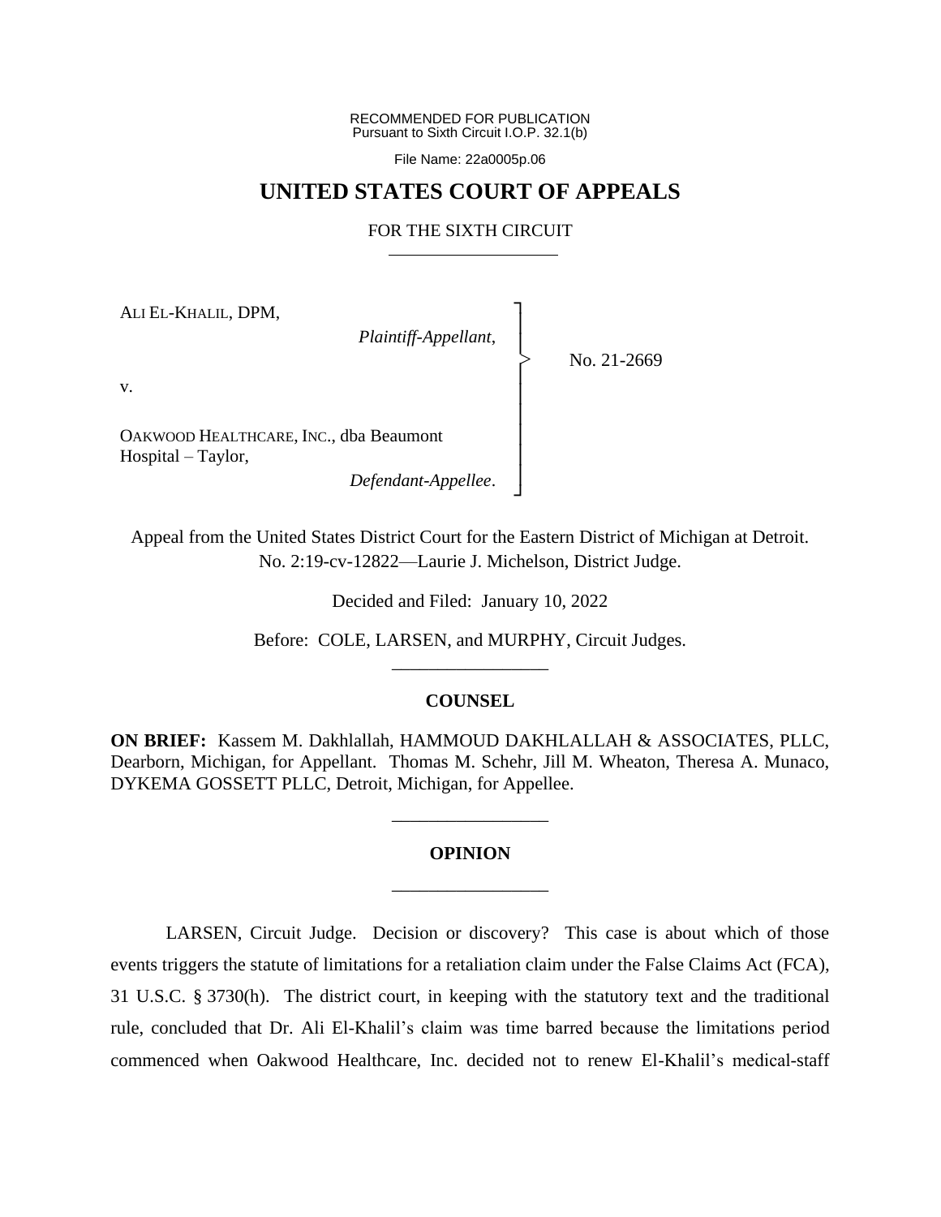RECOMMENDED FOR PUBLICATION
Pursuant to Sixth Circuit I.O.P. 32.1(b)

File Name: 22a0005p.06

# UNITED STATES COURT OF APPEALS

## FOR THE SIXTH CIRCUIT

ALI EL-KHALIL, DPM,

*Plaintiff-Appellant*,

v.

OAKWOOD HEALTHCARE, INC., dba Beaumont Hospital – Taylor,

*Defendant-Appellee*.

No. 21-2669

Appeal from the United States District Court for the Eastern District of Michigan at Detroit.
No. 2:19-cv-12822—Laurie J. Michelson, District Judge.

Decided and Filed: January 10, 2022

Before: COLE, LARSEN, and MURPHY, Circuit Judges.

## COUNSEL

**ON BRIEF:** Kassem M. Dakhlallah, HAMMOUD DAKHLALLAH & ASSOCIATES, PLLC, Dearborn, Michigan, for Appellant. Thomas M. Schehr, Jill M. Wheaton, Theresa A. Munaco, DYKEMA GOSSETT PLLC, Detroit, Michigan, for Appellee.

## OPINION

LARSEN, Circuit Judge. Decision or discovery? This case is about which of those events triggers the statute of limitations for a retaliation claim under the False Claims Act (FCA), 31 U.S.C. § 3730(h). The district court, in keeping with the statutory text and the traditional rule, concluded that Dr. Ali El-Khalil's claim was time barred because the limitations period commenced when Oakwood Healthcare, Inc. decided not to renew El-Khalil's medical-staff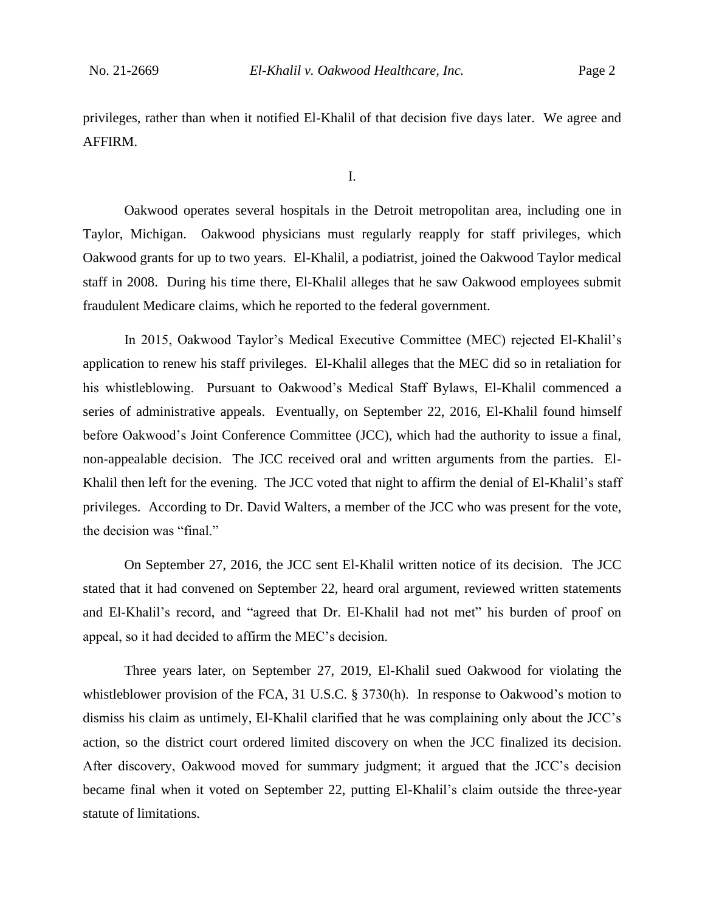privileges, rather than when it notified El-Khalil of that decision five days later. We agree and AFFIRM.

I.

Oakwood operates several hospitals in the Detroit metropolitan area, including one in Taylor, Michigan. Oakwood physicians must regularly reapply for staff privileges, which Oakwood grants for up to two years. El-Khalil, a podiatrist, joined the Oakwood Taylor medical staff in 2008. During his time there, El-Khalil alleges that he saw Oakwood employees submit fraudulent Medicare claims, which he reported to the federal government.

In 2015, Oakwood Taylor's Medical Executive Committee (MEC) rejected El-Khalil's application to renew his staff privileges. El-Khalil alleges that the MEC did so in retaliation for his whistleblowing. Pursuant to Oakwood's Medical Staff Bylaws, El-Khalil commenced a series of administrative appeals. Eventually, on September 22, 2016, El-Khalil found himself before Oakwood's Joint Conference Committee (JCC), which had the authority to issue a final, non-appealable decision. The JCC received oral and written arguments from the parties. El-Khalil then left for the evening. The JCC voted that night to affirm the denial of El-Khalil's staff privileges. According to Dr. David Walters, a member of the JCC who was present for the vote, the decision was "final."

On September 27, 2016, the JCC sent El-Khalil written notice of its decision. The JCC stated that it had convened on September 22, heard oral argument, reviewed written statements and El-Khalil's record, and "agreed that Dr. El-Khalil had not met" his burden of proof on appeal, so it had decided to affirm the MEC's decision.

Three years later, on September 27, 2019, El-Khalil sued Oakwood for violating the whistleblower provision of the FCA, 31 U.S.C. § 3730(h). In response to Oakwood's motion to dismiss his claim as untimely, El-Khalil clarified that he was complaining only about the JCC's action, so the district court ordered limited discovery on when the JCC finalized its decision. After discovery, Oakwood moved for summary judgment; it argued that the JCC's decision became final when it voted on September 22, putting El-Khalil's claim outside the three-year statute of limitations.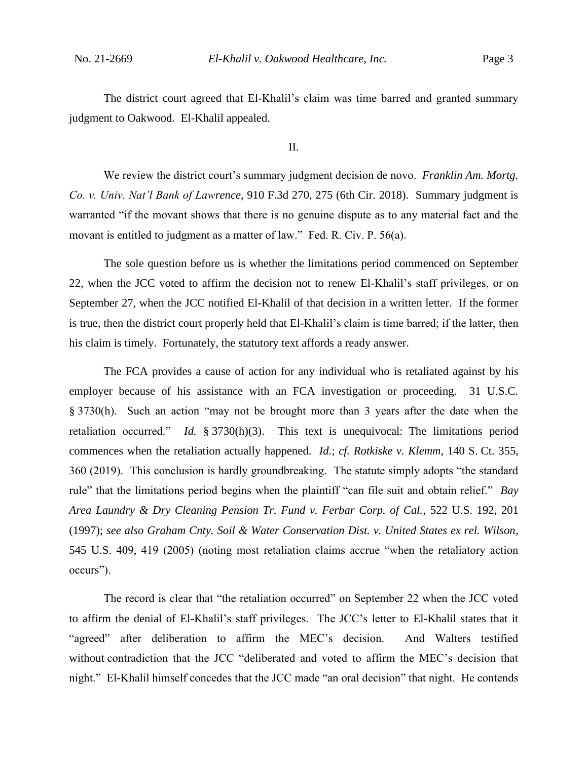The district court agreed that El-Khalil's claim was time barred and granted summary judgment to Oakwood. El-Khalil appealed.

## II.

We review the district court's summary judgment decision de novo. *Franklin Am. Mortg. Co. v. Univ. Nat'l Bank of Lawrence*, 910 F.3d 270, 275 (6th Cir. 2018). Summary judgment is warranted "if the movant shows that there is no genuine dispute as to any material fact and the movant is entitled to judgment as a matter of law." Fed. R. Civ. P. 56(a).

The sole question before us is whether the limitations period commenced on September 22, when the JCC voted to affirm the decision not to renew El-Khalil's staff privileges, or on September 27, when the JCC notified El-Khalil of that decision in a written letter. If the former is true, then the district court properly held that El-Khalil's claim is time barred; if the latter, then his claim is timely. Fortunately, the statutory text affords a ready answer.

The FCA provides a cause of action for any individual who is retaliated against by his employer because of his assistance with an FCA investigation or proceeding. 31 U.S.C. § 3730(h). Such an action "may not be brought more than 3 years after the date when the retaliation occurred." *Id.* § 3730(h)(3). This text is unequivocal: The limitations period commences when the retaliation actually happened. *Id.*; *cf. Rotkiske v. Klemm*, 140 S. Ct. 355, 360 (2019). This conclusion is hardly groundbreaking. The statute simply adopts "the standard rule" that the limitations period begins when the plaintiff "can file suit and obtain relief." *Bay Area Laundry & Dry Cleaning Pension Tr. Fund v. Ferbar Corp. of Cal.*, 522 U.S. 192, 201 (1997); *see also Graham Cnty. Soil & Water Conservation Dist. v. United States ex rel. Wilson*, 545 U.S. 409, 419 (2005) (noting most retaliation claims accrue "when the retaliatory action occurs").

The record is clear that "the retaliation occurred" on September 22 when the JCC voted to affirm the denial of El-Khalil's staff privileges. The JCC's letter to El-Khalil states that it "agreed" after deliberation to affirm the MEC's decision. And Walters testified without contradiction that the JCC "deliberated and voted to affirm the MEC's decision that night." El-Khalil himself concedes that the JCC made "an oral decision" that night. He contends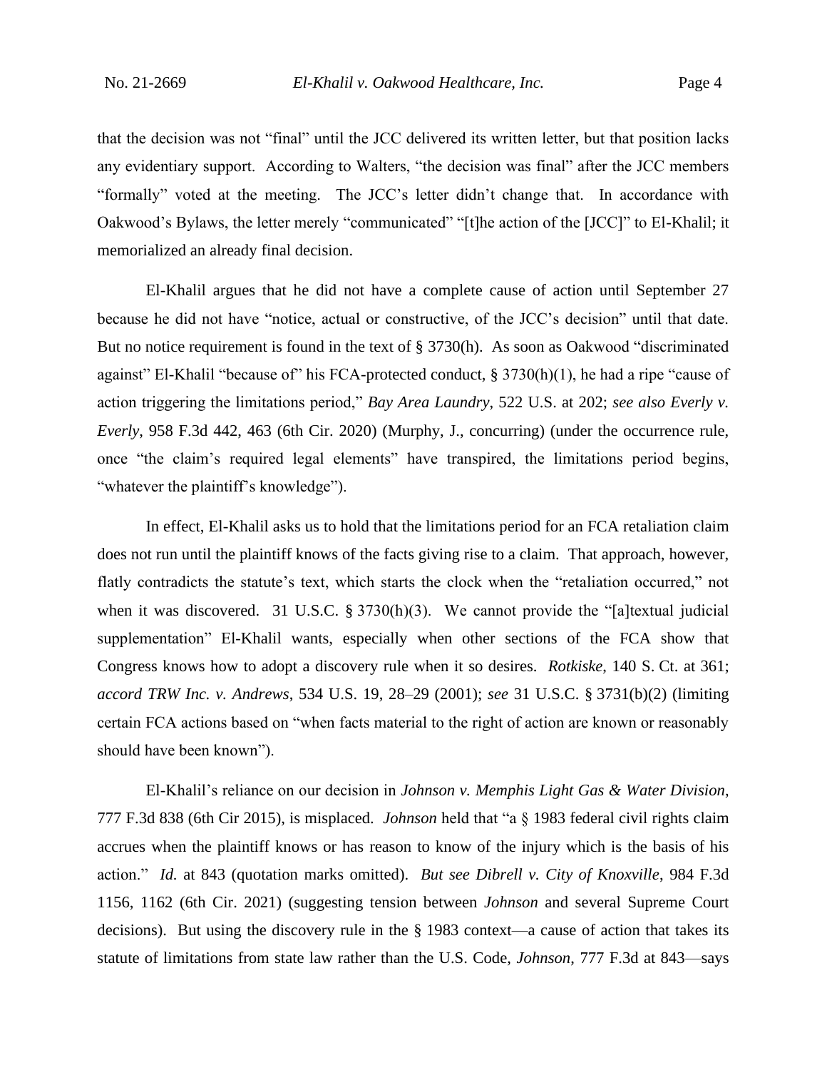that the decision was not "final" until the JCC delivered its written letter, but that position lacks any evidentiary support. According to Walters, "the decision was final" after the JCC members "formally" voted at the meeting. The JCC's letter didn't change that. In accordance with Oakwood's Bylaws, the letter merely "communicated" "[t]he action of the [JCC]" to El-Khalil; it memorialized an already final decision.

El-Khalil argues that he did not have a complete cause of action until September 27 because he did not have "notice, actual or constructive, of the JCC's decision" until that date. But no notice requirement is found in the text of § 3730(h). As soon as Oakwood "discriminated against" El-Khalil "because of" his FCA-protected conduct, § 3730(h)(1), he had a ripe "cause of action triggering the limitations period," *Bay Area Laundry*, 522 U.S. at 202; *see also Everly v. Everly*, 958 F.3d 442, 463 (6th Cir. 2020) (Murphy, J., concurring) (under the occurrence rule, once "the claim's required legal elements" have transpired, the limitations period begins, "whatever the plaintiff's knowledge").

In effect, El-Khalil asks us to hold that the limitations period for an FCA retaliation claim does not run until the plaintiff knows of the facts giving rise to a claim. That approach, however, flatly contradicts the statute's text, which starts the clock when the "retaliation occurred," not when it was discovered. 31 U.S.C. § 3730(h)(3). We cannot provide the "[a]textual judicial supplementation" El-Khalil wants, especially when other sections of the FCA show that Congress knows how to adopt a discovery rule when it so desires. *Rotkiske*, 140 S. Ct. at 361; *accord TRW Inc. v. Andrews*, 534 U.S. 19, 28–29 (2001); *see* 31 U.S.C. § 3731(b)(2) (limiting certain FCA actions based on "when facts material to the right of action are known or reasonably should have been known").

El-Khalil's reliance on our decision in *Johnson v. Memphis Light Gas & Water Division*, 777 F.3d 838 (6th Cir 2015), is misplaced. *Johnson* held that "a § 1983 federal civil rights claim accrues when the plaintiff knows or has reason to know of the injury which is the basis of his action." *Id.* at 843 (quotation marks omitted). *But see Dibrell v. City of Knoxville*, 984 F.3d 1156, 1162 (6th Cir. 2021) (suggesting tension between *Johnson* and several Supreme Court decisions). But using the discovery rule in the § 1983 context—a cause of action that takes its statute of limitations from state law rather than the U.S. Code, *Johnson*, 777 F.3d at 843—says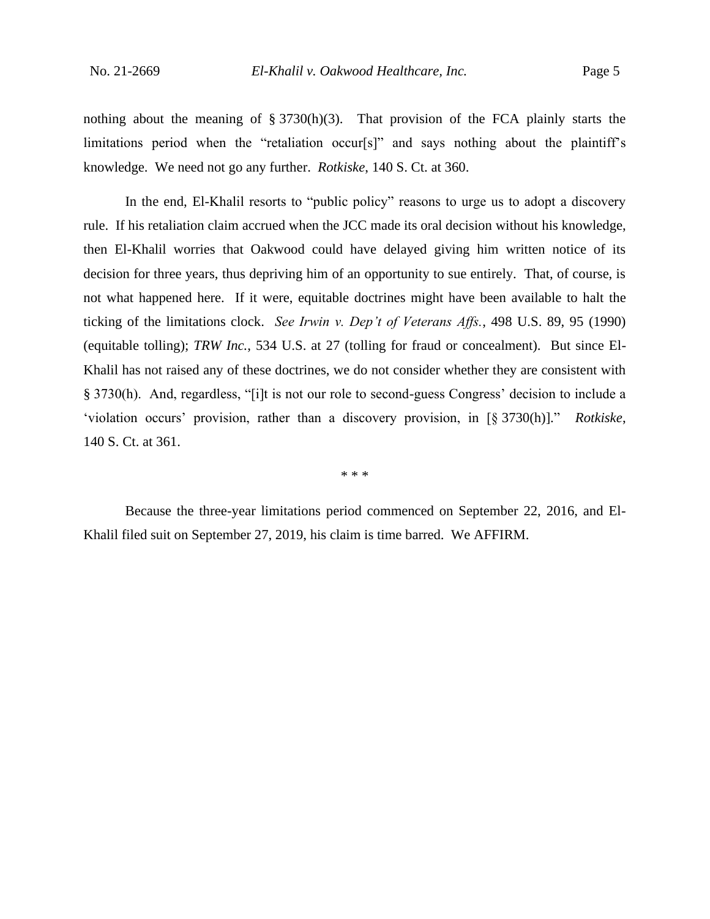nothing about the meaning of § 3730(h)(3). That provision of the FCA plainly starts the limitations period when the "retaliation occur[s]" and says nothing about the plaintiff's knowledge. We need not go any further. *Rotkiske*, 140 S. Ct. at 360.

In the end, El-Khalil resorts to "public policy" reasons to urge us to adopt a discovery rule. If his retaliation claim accrued when the JCC made its oral decision without his knowledge, then El-Khalil worries that Oakwood could have delayed giving him written notice of its decision for three years, thus depriving him of an opportunity to sue entirely. That, of course, is not what happened here. If it were, equitable doctrines might have been available to halt the ticking of the limitations clock. *See Irwin v. Dep't of Veterans Affs.*, 498 U.S. 89, 95 (1990) (equitable tolling); *TRW Inc.*, 534 U.S. at 27 (tolling for fraud or concealment). But since El-Khalil has not raised any of these doctrines, we do not consider whether they are consistent with § 3730(h). And, regardless, "[i]t is not our role to second-guess Congress' decision to include a 'violation occurs' provision, rather than a discovery provision, in [§ 3730(h)]." *Rotkiske*, 140 S. Ct. at 361.

\* \* \*

Because the three-year limitations period commenced on September 22, 2016, and El-Khalil filed suit on September 27, 2019, his claim is time barred. We AFFIRM.